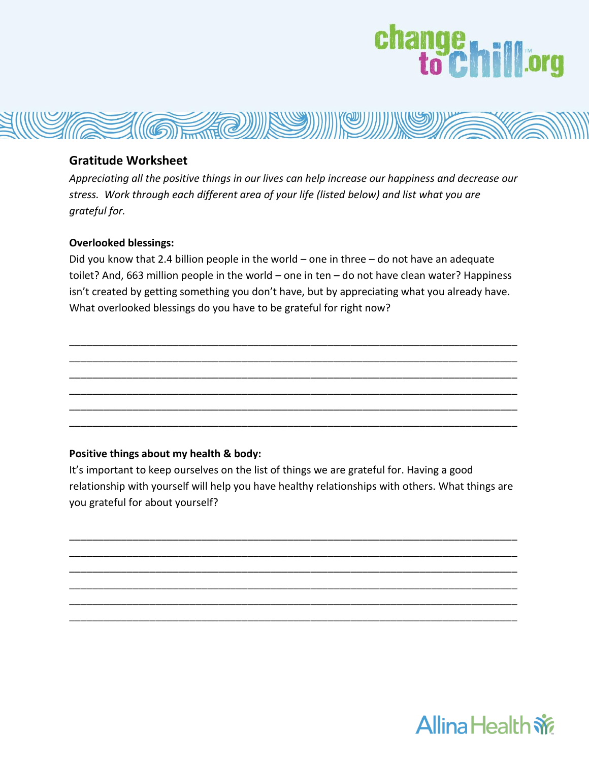## Gratitude Worksheet

*Appreciating all the positive things in our lives can help increase our happiness and decrease our stress. Work through each different area of your life (listed below) and list what you are grateful for.*

**Overlooked blessings:**

Did you know that 2.4 billion people in the world – one in three – do not have an adequate toilet? And, 663 million people in the world – one in ten – do not have clean water? Happiness isn't created by getting something you don't have, but by appreciating what you already have. What overlooked blessings do you have to be grateful for right now?

\_\_\_\_\_\_\_\_\_\_\_\_\_\_\_\_\_\_\_\_\_\_\_\_\_\_\_\_\_\_\_\_\_\_\_\_\_\_\_\_\_\_\_\_\_\_\_\_\_\_\_\_\_\_\_\_\_\_\_\_\_\_\_\_\_\_\_\_\_\_\_\_\_\_\_\_\_\_
\_\_\_\_\_\_\_\_\_\_\_\_\_\_\_\_\_\_\_\_\_\_\_\_\_\_\_\_\_\_\_\_\_\_\_\_\_\_\_\_\_\_\_\_\_\_\_\_\_\_\_\_\_\_\_\_\_\_\_\_\_\_\_\_\_\_\_\_\_\_\_\_\_\_\_\_\_\_
\_\_\_\_\_\_\_\_\_\_\_\_\_\_\_\_\_\_\_\_\_\_\_\_\_\_\_\_\_\_\_\_\_\_\_\_\_\_\_\_\_\_\_\_\_\_\_\_\_\_\_\_\_\_\_\_\_\_\_\_\_\_\_\_\_\_\_\_\_\_\_\_\_\_\_\_\_\_
\_\_\_\_\_\_\_\_\_\_\_\_\_\_\_\_\_\_\_\_\_\_\_\_\_\_\_\_\_\_\_\_\_\_\_\_\_\_\_\_\_\_\_\_\_\_\_\_\_\_\_\_\_\_\_\_\_\_\_\_\_\_\_\_\_\_\_\_\_\_\_\_\_\_\_\_\_\_
\_\_\_\_\_\_\_\_\_\_\_\_\_\_\_\_\_\_\_\_\_\_\_\_\_\_\_\_\_\_\_\_\_\_\_\_\_\_\_\_\_\_\_\_\_\_\_\_\_\_\_\_\_\_\_\_\_\_\_\_\_\_\_\_\_\_\_\_\_\_\_\_\_\_\_\_\_\_
\_\_\_\_\_\_\_\_\_\_\_\_\_\_\_\_\_\_\_\_\_\_\_\_\_\_\_\_\_\_\_\_\_\_\_\_\_\_\_\_\_\_\_\_\_\_\_\_\_\_\_\_\_\_\_\_\_\_\_\_\_\_\_\_\_\_\_\_\_\_\_\_\_\_\_\_\_\_

**Positive things about my health & body:**

It's important to keep ourselves on the list of things we are grateful for. Having a good relationship with yourself will help you have healthy relationships with others. What things are you grateful for about yourself?

\_\_\_\_\_\_\_\_\_\_\_\_\_\_\_\_\_\_\_\_\_\_\_\_\_\_\_\_\_\_\_\_\_\_\_\_\_\_\_\_\_\_\_\_\_\_\_\_\_\_\_\_\_\_\_\_\_\_\_\_\_\_\_\_\_\_\_\_\_\_\_\_\_\_\_\_\_\_
\_\_\_\_\_\_\_\_\_\_\_\_\_\_\_\_\_\_\_\_\_\_\_\_\_\_\_\_\_\_\_\_\_\_\_\_\_\_\_\_\_\_\_\_\_\_\_\_\_\_\_\_\_\_\_\_\_\_\_\_\_\_\_\_\_\_\_\_\_\_\_\_\_\_\_\_\_\_
\_\_\_\_\_\_\_\_\_\_\_\_\_\_\_\_\_\_\_\_\_\_\_\_\_\_\_\_\_\_\_\_\_\_\_\_\_\_\_\_\_\_\_\_\_\_\_\_\_\_\_\_\_\_\_\_\_\_\_\_\_\_\_\_\_\_\_\_\_\_\_\_\_\_\_\_\_\_
\_\_\_\_\_\_\_\_\_\_\_\_\_\_\_\_\_\_\_\_\_\_\_\_\_\_\_\_\_\_\_\_\_\_\_\_\_\_\_\_\_\_\_\_\_\_\_\_\_\_\_\_\_\_\_\_\_\_\_\_\_\_\_\_\_\_\_\_\_\_\_\_\_\_\_\_\_\_
\_\_\_\_\_\_\_\_\_\_\_\_\_\_\_\_\_\_\_\_\_\_\_\_\_\_\_\_\_\_\_\_\_\_\_\_\_\_\_\_\_\_\_\_\_\_\_\_\_\_\_\_\_\_\_\_\_\_\_\_\_\_\_\_\_\_\_\_\_\_\_\_\_\_\_\_\_\_
\_\_\_\_\_\_\_\_\_\_\_\_\_\_\_\_\_\_\_\_\_\_\_\_\_\_\_\_\_\_\_\_\_\_\_\_\_\_\_\_\_\_\_\_\_\_\_\_\_\_\_\_\_\_\_\_\_\_\_\_\_\_\_\_\_\_\_\_\_\_\_\_\_\_\_\_\_\_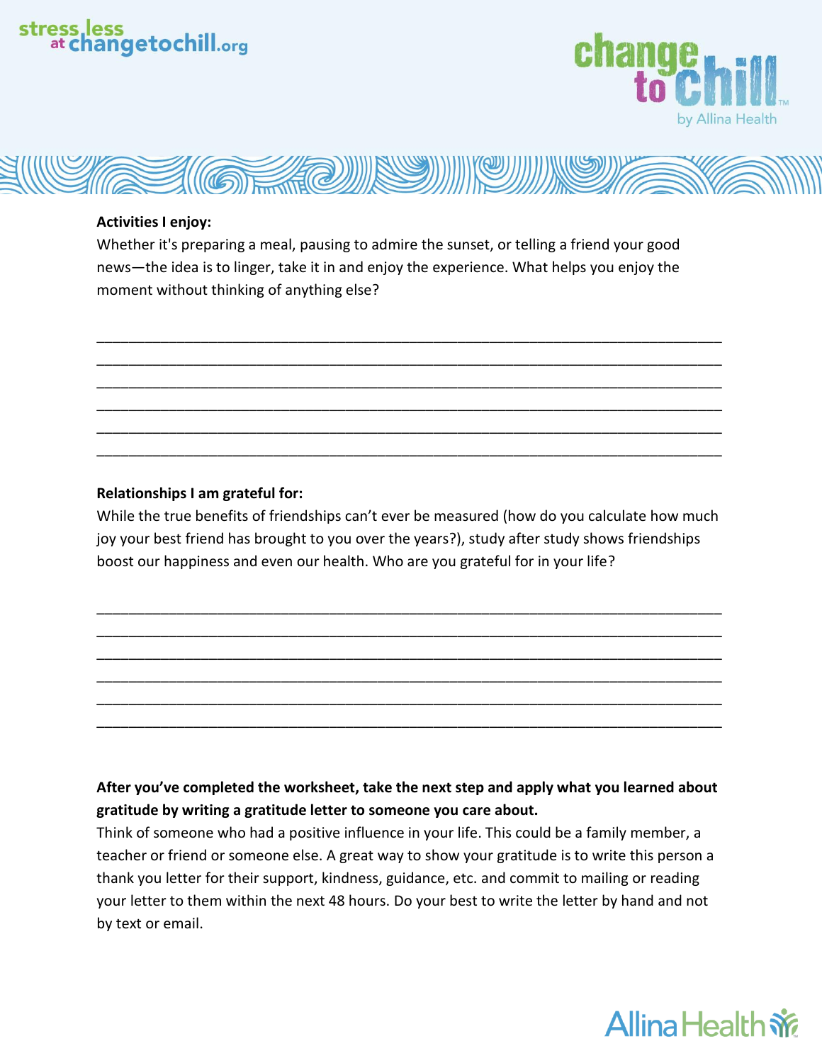**Activities I enjoy:**

Whether it's preparing a meal, pausing to admire the sunset, or telling a friend your good news—the idea is to linger, take it in and enjoy the experience. What helps you enjoy the moment without thinking of anything else?

______________________________________________________________________________
______________________________________________________________________________
______________________________________________________________________________
______________________________________________________________________________
______________________________________________________________________________
______________________________________________________________________________

**Relationships I am grateful for:**

While the true benefits of friendships can't ever be measured (how do you calculate how much joy your best friend has brought to you over the years?), study after study shows friendships boost our happiness and even our health. Who are you grateful for in your life?

______________________________________________________________________________
______________________________________________________________________________
______________________________________________________________________________
______________________________________________________________________________
______________________________________________________________________________
______________________________________________________________________________

**After you've completed the worksheet, take the next step and apply what you learned about gratitude by writing a gratitude letter to someone you care about.**

Think of someone who had a positive influence in your life. This could be a family member, a teacher or friend or someone else. A great way to show your gratitude is to write this person a thank you letter for their support, kindness, guidance, etc. and commit to mailing or reading your letter to them within the next 48 hours. Do your best to write the letter by hand and not by text or email.